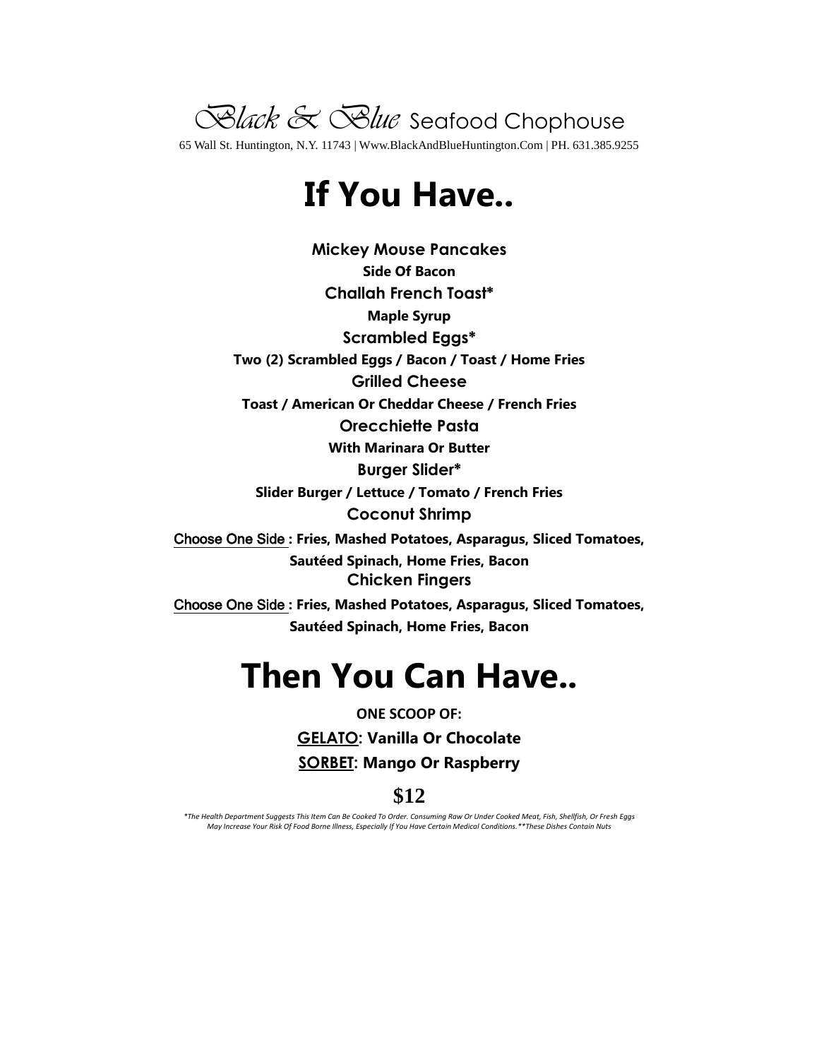*Black & Blue* Seafood Chophouse

65 Wall St. Huntington, N.Y. 11743 | Www.BlackAndBlueHuntington.Com | PH. 631.385.9255

# If You Have..

**Mickey Mouse Pancakes**

**Side Of Bacon**

**Challah French Toast***

**Maple Syrup**

**Scrambled Eggs***

**Two (2) Scrambled Eggs / Bacon / Toast / Home Fries**

**Grilled Cheese**

**Toast / American Or Cheddar Cheese / French Fries**

**Orecchiette Pasta**

**With Marinara Or Butter**

**Burger Slider***

**Slider Burger / Lettuce / Tomato / French Fries**

**Coconut Shrimp**

Choose One Side : **Fries, Mashed Potatoes, Asparagus, Sliced Tomatoes, Sautéed Spinach, Home Fries, Bacon**

**Chicken Fingers**

Choose One Side : **Fries, Mashed Potatoes, Asparagus, Sliced Tomatoes, Sautéed Spinach, Home Fries, Bacon**

# Then You Can Have..

**ONE SCOOP OF:**

**GELATO: Vanilla Or Chocolate**

**SORBET: Mango Or Raspberry**

**$12**

*\*The Health Department Suggests This Item Can Be Cooked To Order. Consuming Raw Or Under Cooked Meat, Fish, Shellfish, Or Fresh Eggs May Increase Your Risk Of Food Borne Illness, Especially If You Have Certain Medical Conditions.\*\*These Dishes Contain Nuts*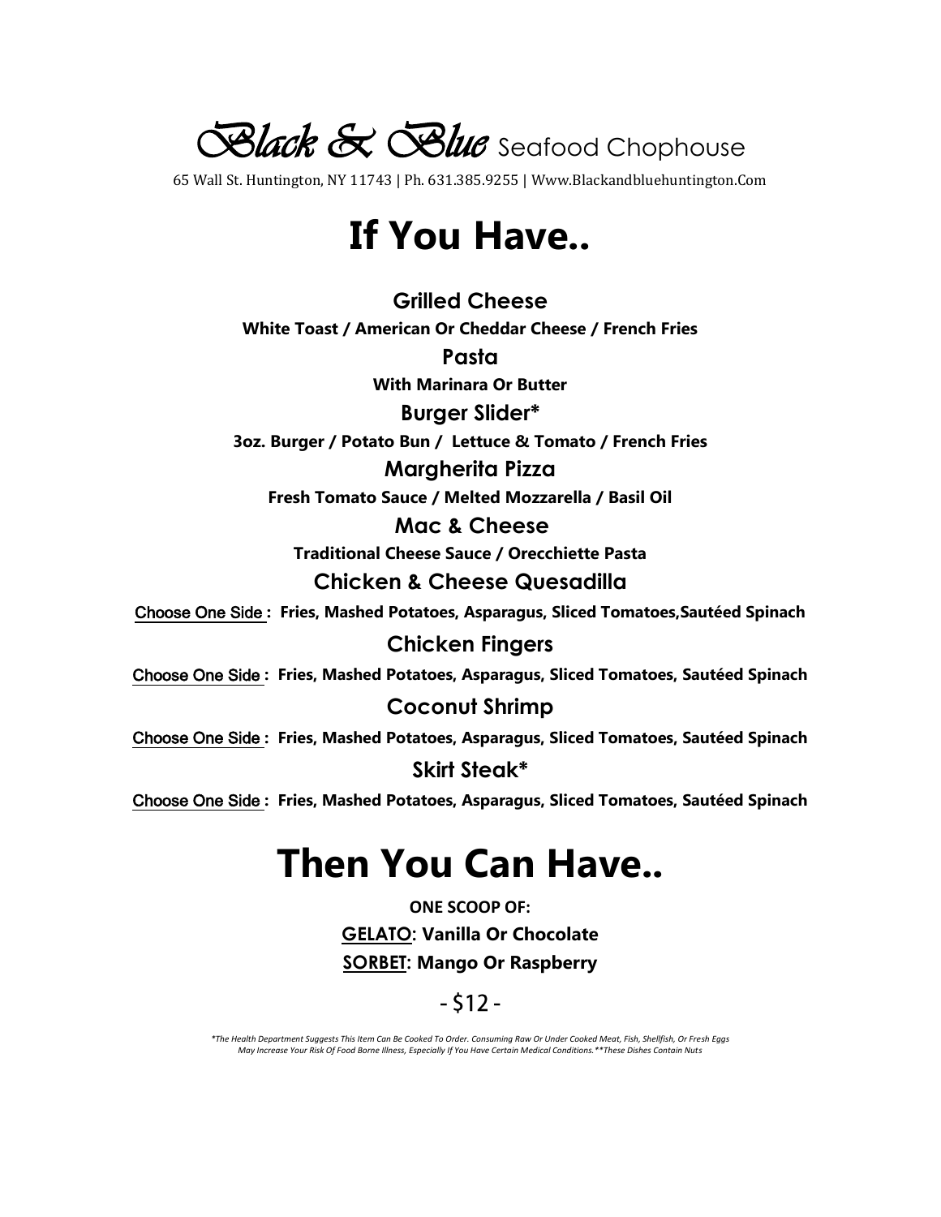# Black & Blue Seafood Chophouse

65 Wall St. Huntington, NY 11743 | Ph. 631.385.9255 | Www.Blackandbluehuntington.Com

# If You Have..

### Grilled Cheese

**White Toast / American Or Cheddar Cheese / French Fries**

### Pasta

**With Marinara Or Butter**

### Burger Slider*

**3oz. Burger / Potato Bun / Lettuce & Tomato / French Fries**

### Margherita Pizza

**Fresh Tomato Sauce / Melted Mozzarella / Basil Oil**

### Mac & Cheese

**Traditional Cheese Sauce / Orecchiette Pasta**

### Chicken & Cheese Quesadilla

Choose One Side : **Fries, Mashed Potatoes, Asparagus, Sliced Tomatoes,Sautéed Spinach**

### Chicken Fingers

Choose One Side : **Fries, Mashed Potatoes, Asparagus, Sliced Tomatoes, Sautéed Spinach**

### Coconut Shrimp

Choose One Side : **Fries, Mashed Potatoes, Asparagus, Sliced Tomatoes, Sautéed Spinach**

### Skirt Steak*

Choose One Side : **Fries, Mashed Potatoes, Asparagus, Sliced Tomatoes, Sautéed Spinach**

# Then You Can Have..

**ONE SCOOP OF:**

**GELATO: Vanilla Or Chocolate**

**SORBET: Mango Or Raspberry**

- $12 -

*\*The Health Department Suggests This Item Can Be Cooked To Order. Consuming Raw Or Under Cooked Meat, Fish, Shellfish, Or Fresh Eggs May Increase Your Risk Of Food Borne Illness, Especially If You Have Certain Medical Conditions.\*\*These Dishes Contain Nuts*